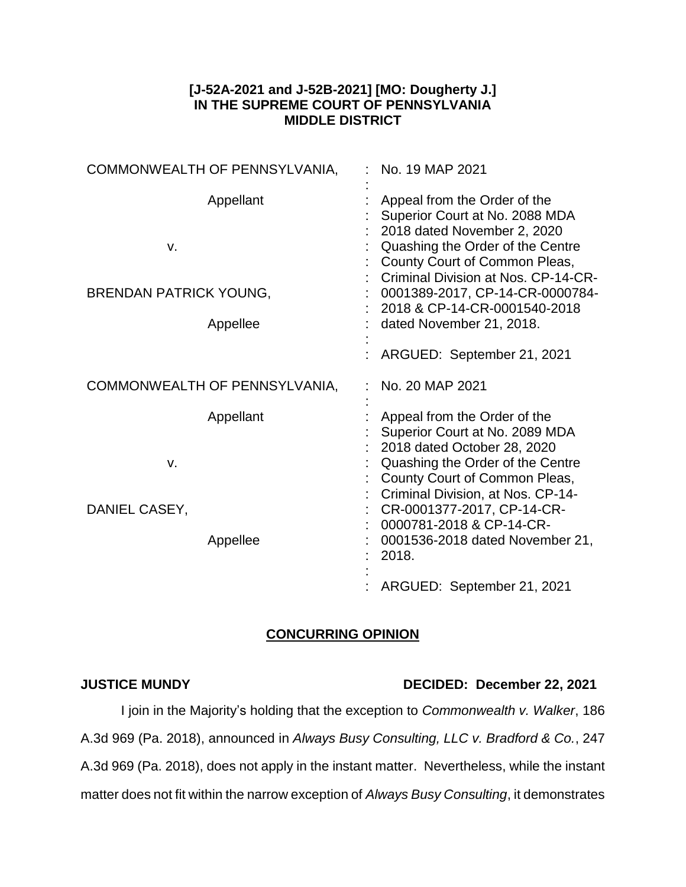**[J-52A-2021 and J-52B-2021] [MO: Dougherty J.]**
**IN THE SUPREME COURT OF PENNSYLVANIA**
**MIDDLE DISTRICT**

| | |
|---|---|
| COMMONWEALTH OF PENNSYLVANIA,<br><br>Appellant<br><br>v.<br><br>BRENDAN PATRICK YOUNG,<br><br>Appellee | No. 19 MAP 2021<br><br>Appeal from the Order of the Superior Court at No. 2088 MDA 2018 dated November 2, 2020 Quashing the Order of the Centre County Court of Common Pleas, Criminal Division at Nos. CP-14-CR-0001389-2017, CP-14-CR-0000784-2018 & CP-14-CR-0001540-2018 dated November 21, 2018.<br><br>ARGUED: September 21, 2021 |
| COMMONWEALTH OF PENNSYLVANIA,<br><br>Appellant<br><br>v.<br><br>DANIEL CASEY,<br><br>Appellee | No. 20 MAP 2021<br><br>Appeal from the Order of the Superior Court at No. 2089 MDA 2018 dated October 28, 2020 Quashing the Order of the Centre County Court of Common Pleas, Criminal Division, at Nos. CP-14-CR-0001377-2017, CP-14-CR-0000781-2018 & CP-14-CR-0001536-2018 dated November 21, 2018.<br><br>ARGUED: September 21, 2021 |

## CONCURRING OPINION

**JUSTICE MUNDY** **DECIDED: December 22, 2021**

I join in the Majority's holding that the exception to *Commonwealth v. Walker*, 186 A.3d 969 (Pa. 2018), announced in *Always Busy Consulting, LLC v. Bradford & Co.*, 247 A.3d 969 (Pa. 2018), does not apply in the instant matter. Nevertheless, while the instant matter does not fit within the narrow exception of *Always Busy Consulting*, it demonstrates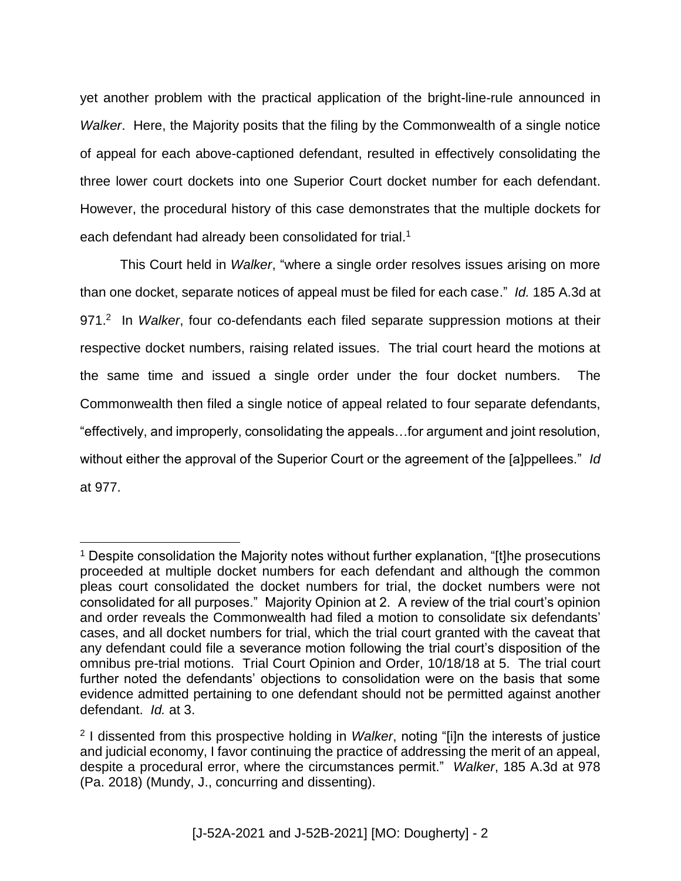yet another problem with the practical application of the bright-line-rule announced in *Walker*. Here, the Majority posits that the filing by the Commonwealth of a single notice of appeal for each above-captioned defendant, resulted in effectively consolidating the three lower court dockets into one Superior Court docket number for each defendant. However, the procedural history of this case demonstrates that the multiple dockets for each defendant had already been consolidated for trial.[1]

This Court held in *Walker*, "where a single order resolves issues arising on more than one docket, separate notices of appeal must be filed for each case." *Id.* 185 A.3d at 971.[2] In *Walker*, four co-defendants each filed separate suppression motions at their respective docket numbers, raising related issues. The trial court heard the motions at the same time and issued a single order under the four docket numbers. The Commonwealth then filed a single notice of appeal related to four separate defendants, "effectively, and improperly, consolidating the appeals…for argument and joint resolution, without either the approval of the Superior Court or the agreement of the [a]ppellees." *Id* at 977.

---

[1] Despite consolidation the Majority notes without further explanation, "[t]he prosecutions proceeded at multiple docket numbers for each defendant and although the common pleas court consolidated the docket numbers for trial, the docket numbers were not consolidated for all purposes." Majority Opinion at 2. A review of the trial court's opinion and order reveals the Commonwealth had filed a motion to consolidate six defendants' cases, and all docket numbers for trial, which the trial court granted with the caveat that any defendant could file a severance motion following the trial court's disposition of the omnibus pre-trial motions. Trial Court Opinion and Order, 10/18/18 at 5. The trial court further noted the defendants' objections to consolidation were on the basis that some evidence admitted pertaining to one defendant should not be permitted against another defendant. *Id.* at 3.

[2] I dissented from this prospective holding in *Walker*, noting "[i]n the interests of justice and judicial economy, I favor continuing the practice of addressing the merit of an appeal, despite a procedural error, where the circumstances permit." *Walker*, 185 A.3d at 978 (Pa. 2018) (Mundy, J., concurring and dissenting).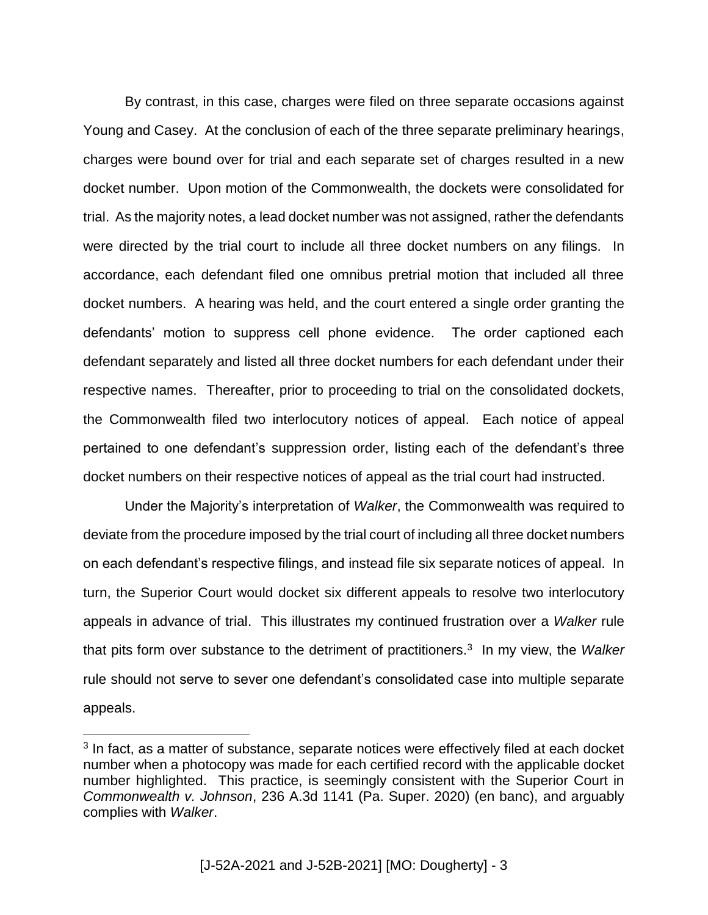By contrast, in this case, charges were filed on three separate occasions against Young and Casey. At the conclusion of each of the three separate preliminary hearings, charges were bound over for trial and each separate set of charges resulted in a new docket number. Upon motion of the Commonwealth, the dockets were consolidated for trial. As the majority notes, a lead docket number was not assigned, rather the defendants were directed by the trial court to include all three docket numbers on any filings. In accordance, each defendant filed one omnibus pretrial motion that included all three docket numbers. A hearing was held, and the court entered a single order granting the defendants' motion to suppress cell phone evidence. The order captioned each defendant separately and listed all three docket numbers for each defendant under their respective names. Thereafter, prior to proceeding to trial on the consolidated dockets, the Commonwealth filed two interlocutory notices of appeal. Each notice of appeal pertained to one defendant's suppression order, listing each of the defendant's three docket numbers on their respective notices of appeal as the trial court had instructed.

Under the Majority's interpretation of *Walker*, the Commonwealth was required to deviate from the procedure imposed by the trial court of including all three docket numbers on each defendant's respective filings, and instead file six separate notices of appeal. In turn, the Superior Court would docket six different appeals to resolve two interlocutory appeals in advance of trial. This illustrates my continued frustration over a *Walker* rule that pits form over substance to the detriment of practitioners.[3] In my view, the *Walker* rule should not serve to sever one defendant's consolidated case into multiple separate appeals.

[3] In fact, as a matter of substance, separate notices were effectively filed at each docket number when a photocopy was made for each certified record with the applicable docket number highlighted. This practice, is seemingly consistent with the Superior Court in *Commonwealth v. Johnson*, 236 A.3d 1141 (Pa. Super. 2020) (en banc), and arguably complies with *Walker*.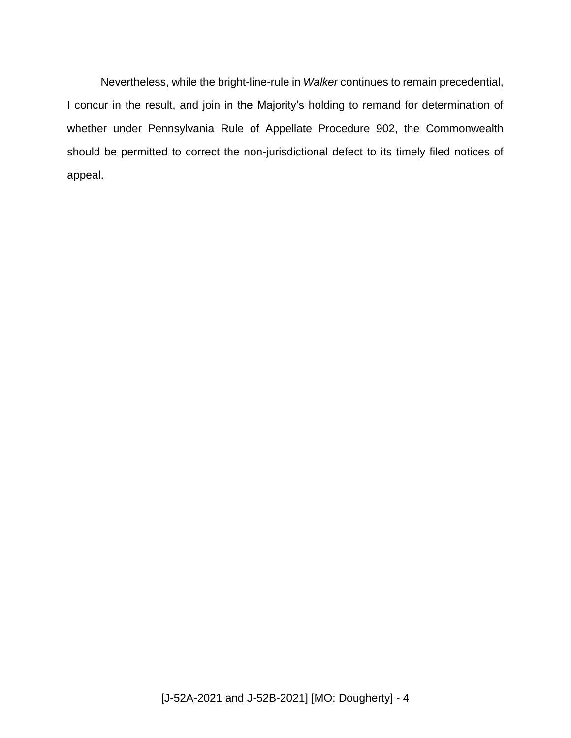Nevertheless, while the bright-line-rule in *Walker* continues to remain precedential, I concur in the result, and join in the Majority's holding to remand for determination of whether under Pennsylvania Rule of Appellate Procedure 902, the Commonwealth should be permitted to correct the non-jurisdictional defect to its timely filed notices of appeal.